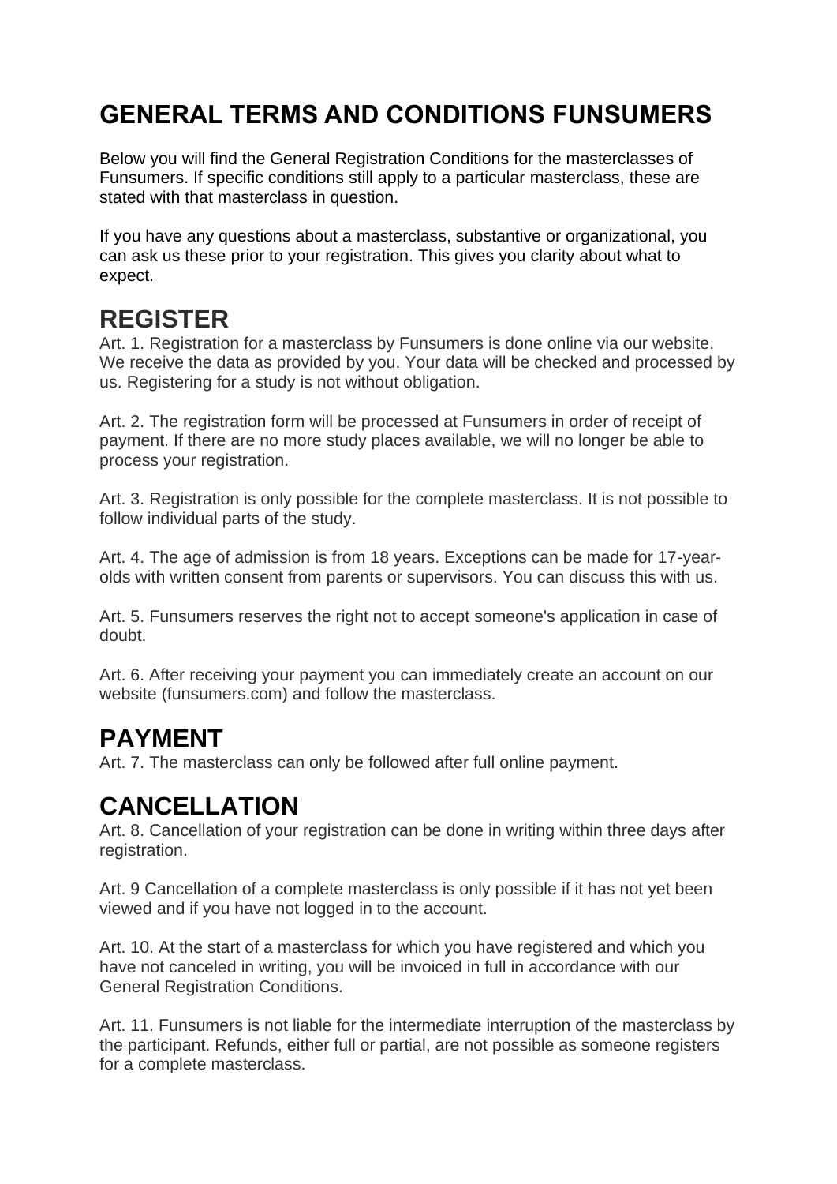# GENERAL TERMS AND CONDITIONS FUNSUMERS

Below you will find the General Registration Conditions for the masterclasses of Funsumers. If specific conditions still apply to a particular masterclass, these are stated with that masterclass in question.

If you have any questions about a masterclass, substantive or organizational, you can ask us these prior to your registration. This gives you clarity about what to expect.

## REGISTER

Art. 1. Registration for a masterclass by Funsumers is done online via our website. We receive the data as provided by you. Your data will be checked and processed by us. Registering for a study is not without obligation.

Art. 2. The registration form will be processed at Funsumers in order of receipt of payment. If there are no more study places available, we will no longer be able to process your registration.

Art. 3. Registration is only possible for the complete masterclass. It is not possible to follow individual parts of the study.

Art. 4. The age of admission is from 18 years. Exceptions can be made for 17-year-olds with written consent from parents or supervisors. You can discuss this with us.

Art. 5. Funsumers reserves the right not to accept someone's application in case of doubt.

Art. 6. After receiving your payment you can immediately create an account on our website (funsumers.com) and follow the masterclass.

## PAYMENT

Art. 7. The masterclass can only be followed after full online payment.

## CANCELLATION

Art. 8. Cancellation of your registration can be done in writing within three days after registration.

Art. 9 Cancellation of a complete masterclass is only possible if it has not yet been viewed and if you have not logged in to the account.

Art. 10. At the start of a masterclass for which you have registered and which you have not canceled in writing, you will be invoiced in full in accordance with our General Registration Conditions.

Art. 11. Funsumers is not liable for the intermediate interruption of the masterclass by the participant. Refunds, either full or partial, are not possible as someone registers for a complete masterclass.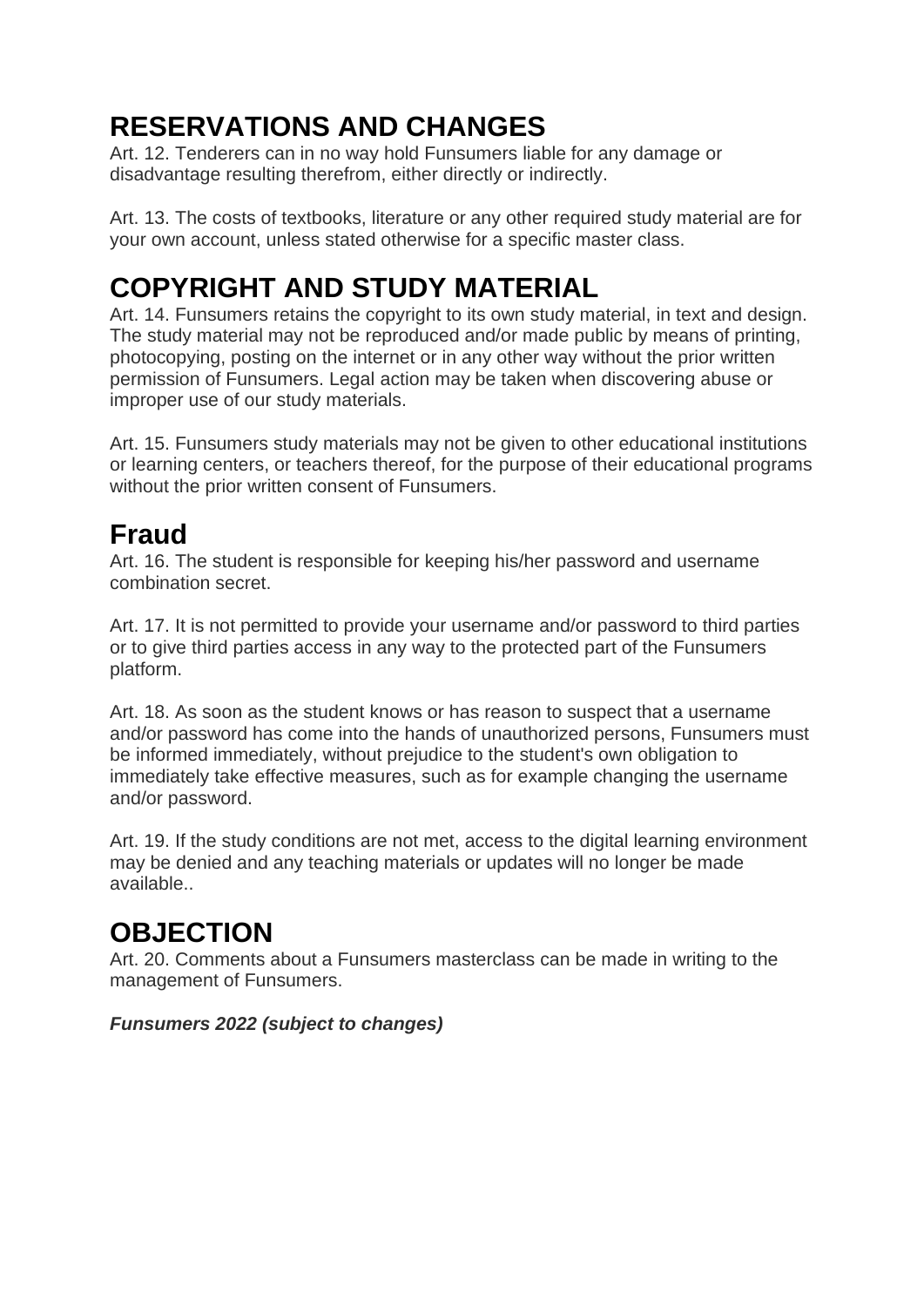## RESERVATIONS AND CHANGES

Art. 12. Tenderers can in no way hold Funsumers liable for any damage or disadvantage resulting therefrom, either directly or indirectly.

Art. 13. The costs of textbooks, literature or any other required study material are for your own account, unless stated otherwise for a specific master class.

## COPYRIGHT AND STUDY MATERIAL

Art. 14. Funsumers retains the copyright to its own study material, in text and design. The study material may not be reproduced and/or made public by means of printing, photocopying, posting on the internet or in any other way without the prior written permission of Funsumers. Legal action may be taken when discovering abuse or improper use of our study materials.

Art. 15. Funsumers study materials may not be given to other educational institutions or learning centers, or teachers thereof, for the purpose of their educational programs without the prior written consent of Funsumers.

## Fraud

Art. 16. The student is responsible for keeping his/her password and username combination secret.

Art. 17. It is not permitted to provide your username and/or password to third parties or to give third parties access in any way to the protected part of the Funsumers platform.

Art. 18. As soon as the student knows or has reason to suspect that a username and/or password has come into the hands of unauthorized persons, Funsumers must be informed immediately, without prejudice to the student's own obligation to immediately take effective measures, such as for example changing the username and/or password.

Art. 19. If the study conditions are not met, access to the digital learning environment may be denied and any teaching materials or updates will no longer be made available..

## OBJECTION

Art. 20. Comments about a Funsumers masterclass can be made in writing to the management of Funsumers.

***Funsumers 2022 (subject to changes)***